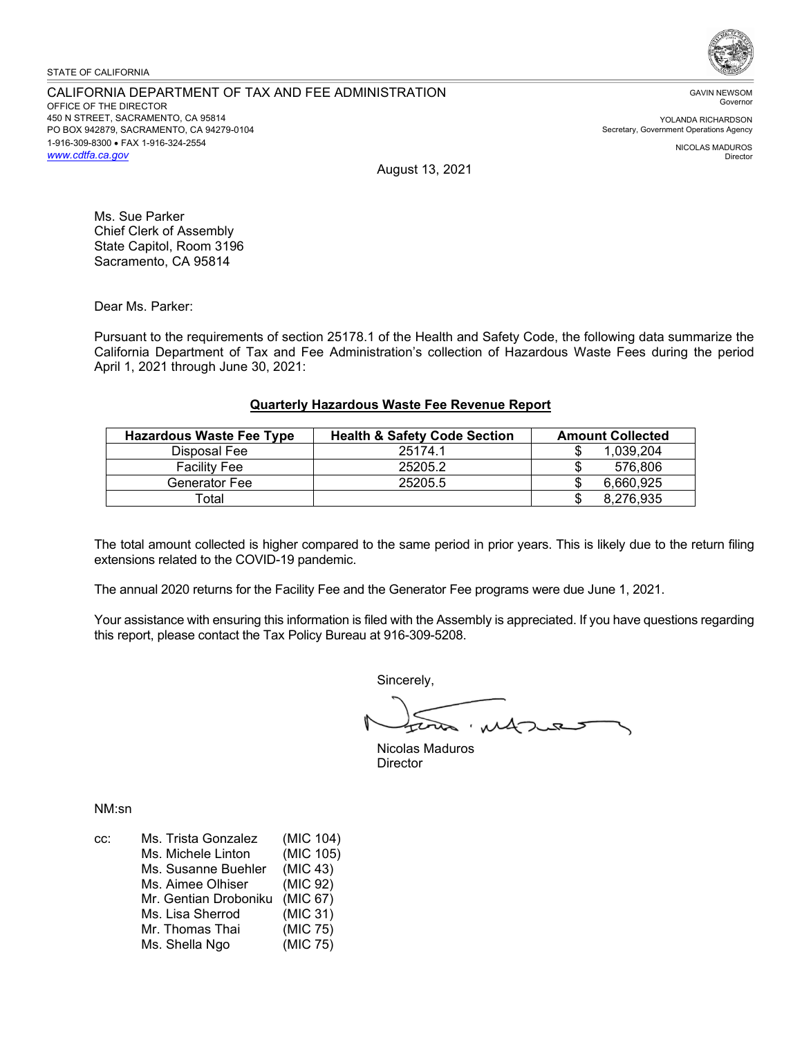STATE OF CALIFORNIA

CALIFORNIA DEPARTMENT OF TAX AND FEE ADMINISTRATION
OFFICE OF THE DIRECTOR
450 N STREET, SACRAMENTO, CA 95814
PO BOX 942879, SACRAMENTO, CA 94279-0104
1-916-309-8300 • FAX 1-916-324-2554
www.cdtfa.ca.gov

GAVIN NEWSOM
Governor

YOLANDA RICHARDSON
Secretary, Government Operations Agency

NICOLAS MADUROS
Director

August 13, 2021

Ms. Sue Parker
Chief Clerk of Assembly
State Capitol, Room 3196
Sacramento, CA 95814

Dear Ms. Parker:

Pursuant to the requirements of section 25178.1 of the Health and Safety Code, the following data summarize the California Department of Tax and Fee Administration's collection of Hazardous Waste Fees during the period April 1, 2021 through June 30, 2021:

**Quarterly Hazardous Waste Fee Revenue Report**

| Hazardous Waste Fee Type | Health & Safety Code Section | Amount Collected |
|---|---|---|
| Disposal Fee | 25174.1 | $ 1,039,204 |
| Facility Fee | 25205.2 | $ 576,806 |
| Generator Fee | 25205.5 | $ 6,660,925 |
| Total | | $ 8,276,935 |

The total amount collected is higher compared to the same period in prior years. This is likely due to the return filing extensions related to the COVID-19 pandemic.

The annual 2020 returns for the Facility Fee and the Generator Fee programs were due June 1, 2021.

Your assistance with ensuring this information is filed with the Assembly is appreciated. If you have questions regarding this report, please contact the Tax Policy Bureau at 916-309-5208.

Sincerely,

Nicolas Maduros
Director

NM:sn

cc: Ms. Trista Gonzalez (MIC 104)
Ms. Michele Linton (MIC 105)
Ms. Susanne Buehler (MIC 43)
Ms. Aimee Olhiser (MIC 92)
Mr. Gentian Droboniku (MIC 67)
Ms. Lisa Sherrod (MIC 31)
Mr. Thomas Thai (MIC 75)
Ms. Shella Ngo (MIC 75)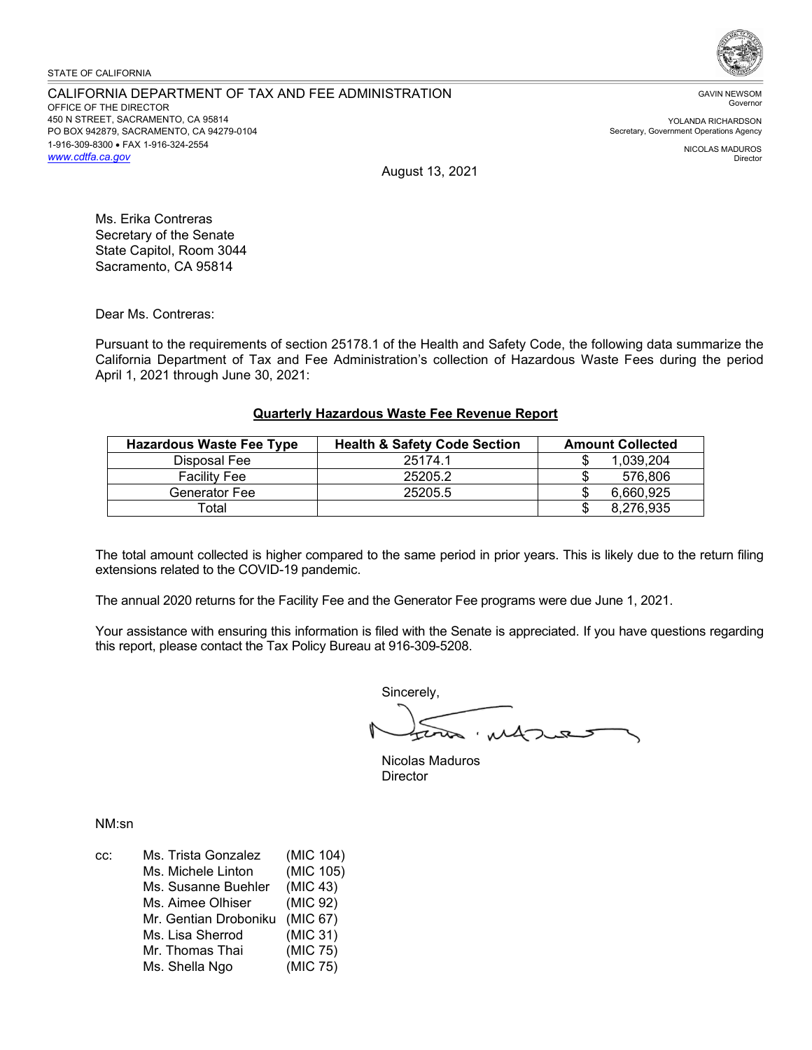STATE OF CALIFORNIA

CALIFORNIA DEPARTMENT OF TAX AND FEE ADMINISTRATION
OFFICE OF THE DIRECTOR
450 N STREET, SACRAMENTO, CA 95814
PO BOX 942879, SACRAMENTO, CA 94279-0104
1-916-309-8300 • FAX 1-916-324-2554
www.cdtfa.ca.gov

GAVIN NEWSOM
Governor

YOLANDA RICHARDSON
Secretary, Government Operations Agency

NICOLAS MADUROS
Director

August 13, 2021

Ms. Erika Contreras
Secretary of the Senate
State Capitol, Room 3044
Sacramento, CA 95814

Dear Ms. Contreras:

Pursuant to the requirements of section 25178.1 of the Health and Safety Code, the following data summarize the California Department of Tax and Fee Administration's collection of Hazardous Waste Fees during the period April 1, 2021 through June 30, 2021:

**Quarterly Hazardous Waste Fee Revenue Report**

| Hazardous Waste Fee Type | Health & Safety Code Section | Amount Collected |
|---|---|---|
| Disposal Fee | 25174.1 | $ 1,039,204 |
| Facility Fee | 25205.2 | $ 576,806 |
| Generator Fee | 25205.5 | $ 6,660,925 |
| Total | | $ 8,276,935 |

The total amount collected is higher compared to the same period in prior years. This is likely due to the return filing extensions related to the COVID-19 pandemic.

The annual 2020 returns for the Facility Fee and the Generator Fee programs were due June 1, 2021.

Your assistance with ensuring this information is filed with the Senate is appreciated. If you have questions regarding this report, please contact the Tax Policy Bureau at 916-309-5208.

Sincerely,

Nicolas Maduros
Director

NM:sn

cc: Ms. Trista Gonzalez (MIC 104)
Ms. Michele Linton (MIC 105)
Ms. Susanne Buehler (MIC 43)
Ms. Aimee Olhiser (MIC 92)
Mr. Gentian Droboniku (MIC 67)
Ms. Lisa Sherrod (MIC 31)
Mr. Thomas Thai (MIC 75)
Ms. Shella Ngo (MIC 75)